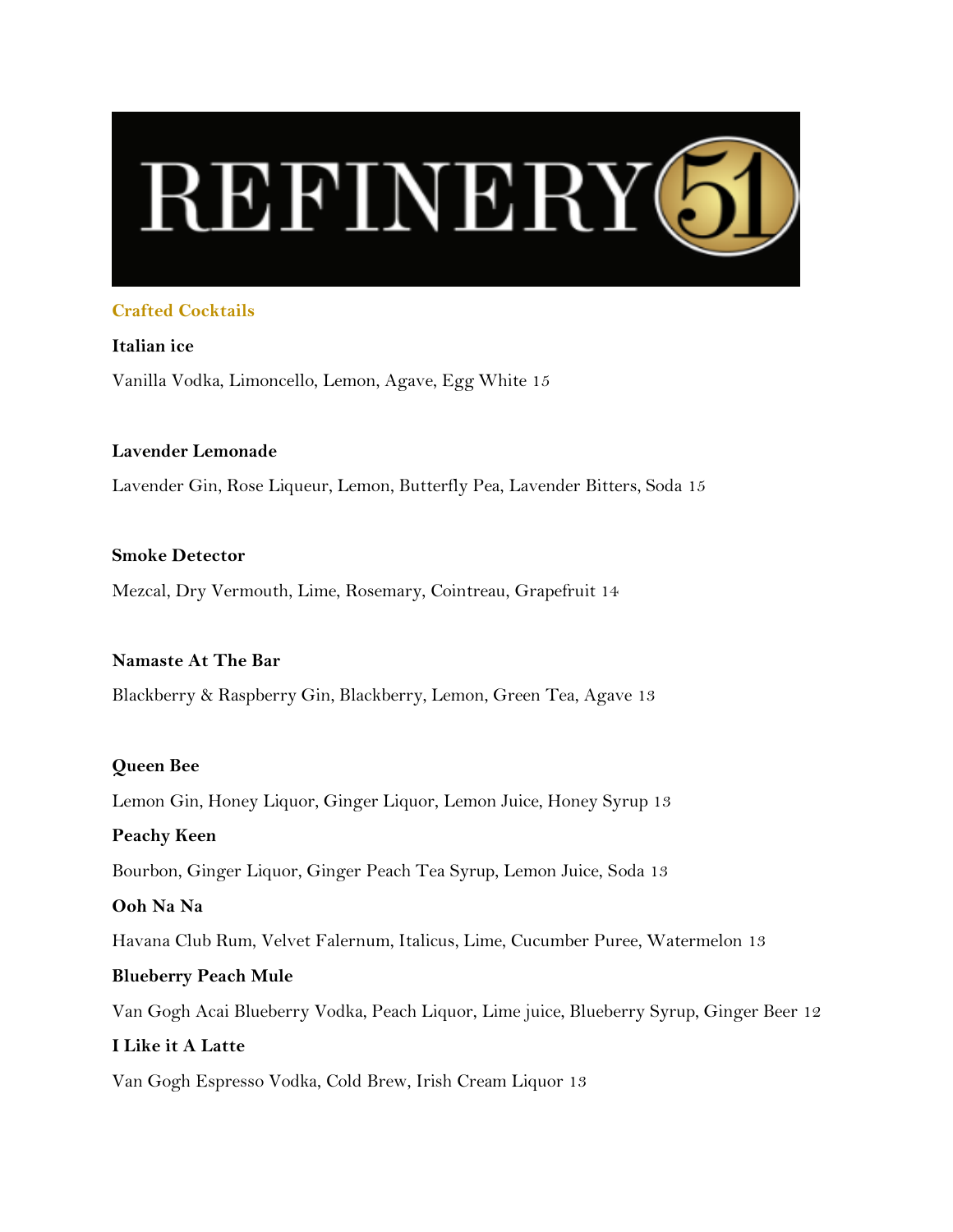# REFINERY 51

## Crafted Cocktails

**Italian ice**

Vanilla Vodka, Limoncello, Lemon, Agave, Egg White 15

**Lavender Lemonade**

Lavender Gin, Rose Liqueur, Lemon, Butterfly Pea, Lavender Bitters, Soda 15

**Smoke Detector**

Mezcal, Dry Vermouth, Lime, Rosemary, Cointreau, Grapefruit 14

**Namaste At The Bar**

Blackberry & Raspberry Gin, Blackberry, Lemon, Green Tea, Agave 13

**Queen Bee**

Lemon Gin, Honey Liquor, Ginger Liquor, Lemon Juice, Honey Syrup 13

**Peachy Keen**

Bourbon, Ginger Liquor, Ginger Peach Tea Syrup, Lemon Juice, Soda 13

**Ooh Na Na**

Havana Club Rum, Velvet Falernum, Italicus, Lime, Cucumber Puree, Watermelon 13

**Blueberry Peach Mule**

Van Gogh Acai Blueberry Vodka, Peach Liquor, Lime juice, Blueberry Syrup, Ginger Beer 12

**I Like it A Latte**

Van Gogh Espresso Vodka, Cold Brew, Irish Cream Liquor 13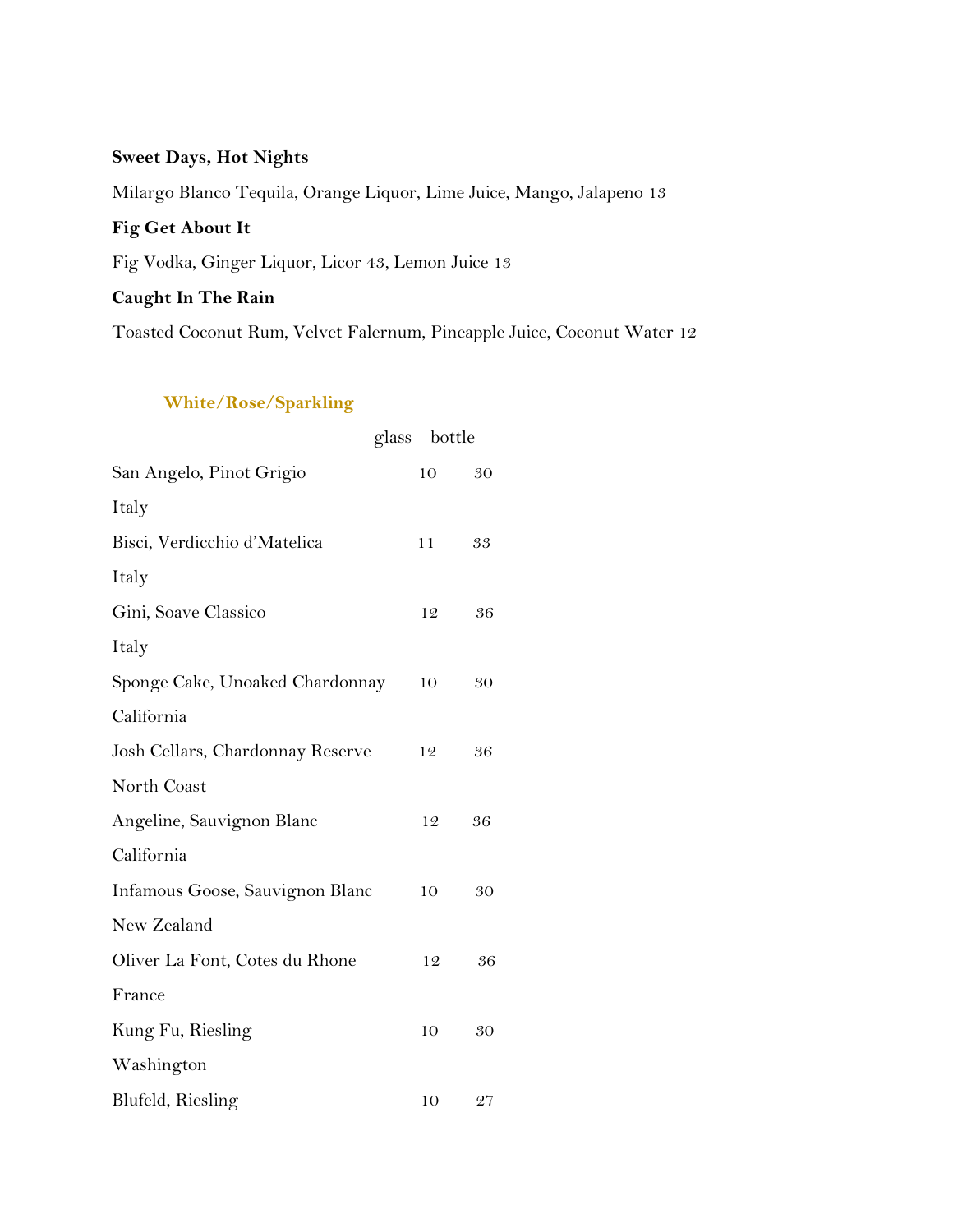**Sweet Days, Hot Nights**

Milargo Blanco Tequila, Orange Liquor, Lime Juice, Mango, Jalapeno 13

**Fig Get About It**

Fig Vodka, Ginger Liquor, Licor 43, Lemon Juice 13

**Caught In The Rain**

Toasted Coconut Rum, Velvet Falernum, Pineapple Juice, Coconut Water 12

## White/Rose/Sparkling

| | glass | bottle |
|---|---|---|
| San Angelo, Pinot Grigio<br>Italy | 10 | 30 |
| Bisci, Verdicchio d'Matelica<br>Italy | 11 | 33 |
| Gini, Soave Classico<br>Italy | 12 | 36 |
| Sponge Cake, Unoaked Chardonnay<br>California | 10 | 30 |
| Josh Cellars, Chardonnay Reserve<br>North Coast | 12 | 36 |
| Angeline, Sauvignon Blanc<br>California | 12 | 36 |
| Infamous Goose, Sauvignon Blanc<br>New Zealand | 10 | 30 |
| Oliver La Font, Cotes du Rhone<br>France | 12 | 36 |
| Kung Fu, Riesling<br>Washington | 10 | 30 |
| Blufeld, Riesling | 10 | 27 |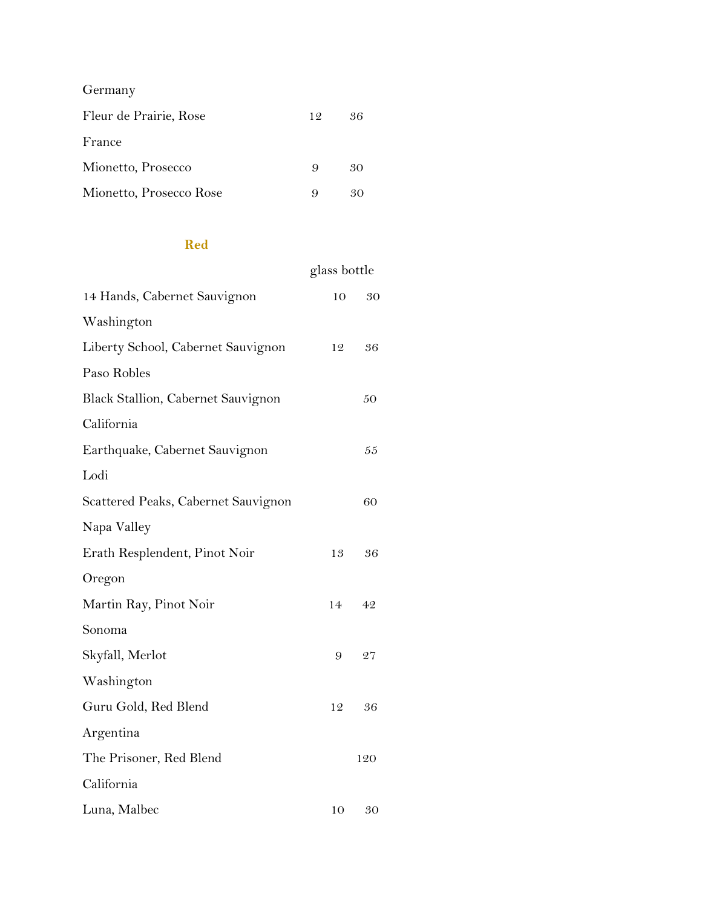Germany

| | | |
|---|---|---|
| Fleur de Prairie, Rose | 12 | 36 |
| France | | |
| Mionetto, Prosecco | 9 | 30 |
| Mionetto, Prosecco Rose | 9 | 30 |

## Red

| | glass | bottle |
|---|---|---|
| 14 Hands, Cabernet Sauvignon | 10 | 30 |
| Washington | | |
| Liberty School, Cabernet Sauvignon | 12 | 36 |
| Paso Robles | | |
| Black Stallion, Cabernet Sauvignon | | 50 |
| California | | |
| Earthquake, Cabernet Sauvignon | | 55 |
| Lodi | | |
| Scattered Peaks, Cabernet Sauvignon | | 60 |
| Napa Valley | | |
| Erath Resplendent, Pinot Noir | 13 | 36 |
| Oregon | | |
| Martin Ray, Pinot Noir | 14 | 42 |
| Sonoma | | |
| Skyfall, Merlot | 9 | 27 |
| Washington | | |
| Guru Gold, Red Blend | 12 | 36 |
| Argentina | | |
| The Prisoner, Red Blend | | 120 |
| California | | |
| Luna, Malbec | 10 | 30 |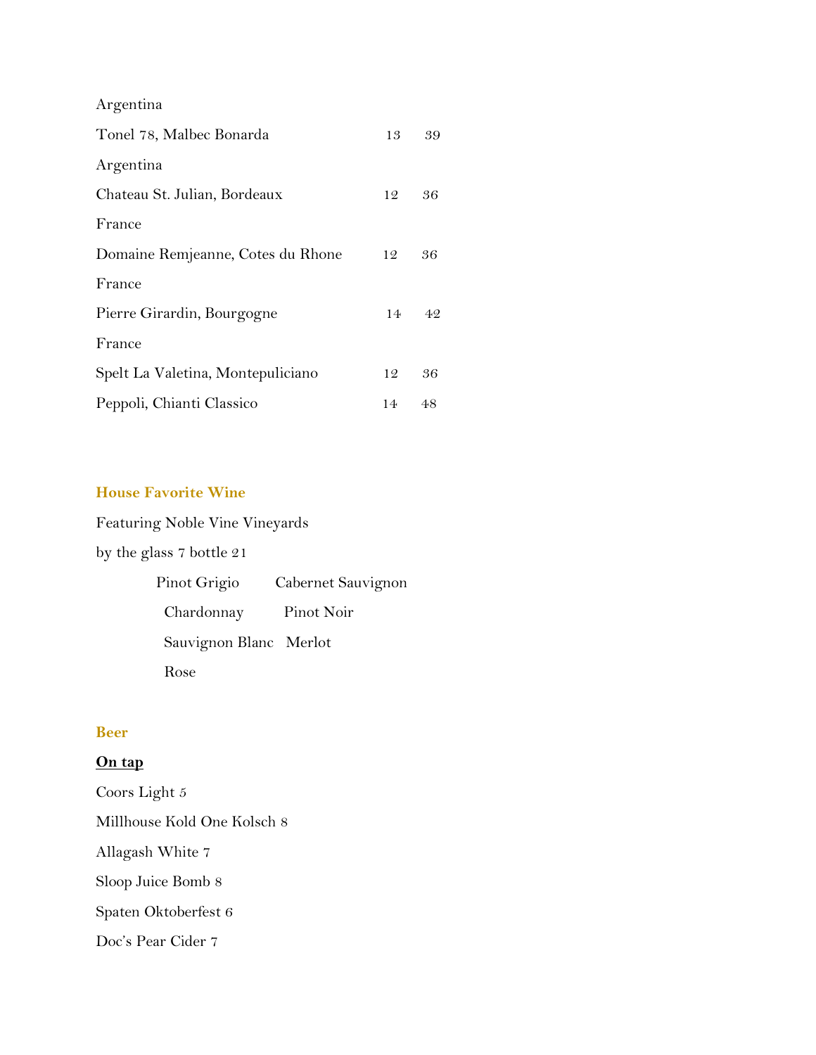Argentina

Tonel 78, Malbec Bonarda 13 39

Argentina

Chateau St. Julian, Bordeaux 12 36

France

Domaine Remjeanne, Cotes du Rhone 12 36

France

Pierre Girardin, Bourgogne 14 42

France

Spelt La Valetina, Montepuliciano 12 36

Peppoli, Chianti Classico 14 48

## House Favorite Wine

Featuring Noble Vine Vineyards

by the glass 7 bottle 21

Pinot Grigio Cabernet Sauvignon

Chardonnay Pinot Noir

Sauvignon Blanc Merlot

Rose

## Beer

**On tap**

Coors Light 5

Millhouse Kold One Kolsch 8

Allagash White 7

Sloop Juice Bomb 8

Spaten Oktoberfest 6

Doc's Pear Cider 7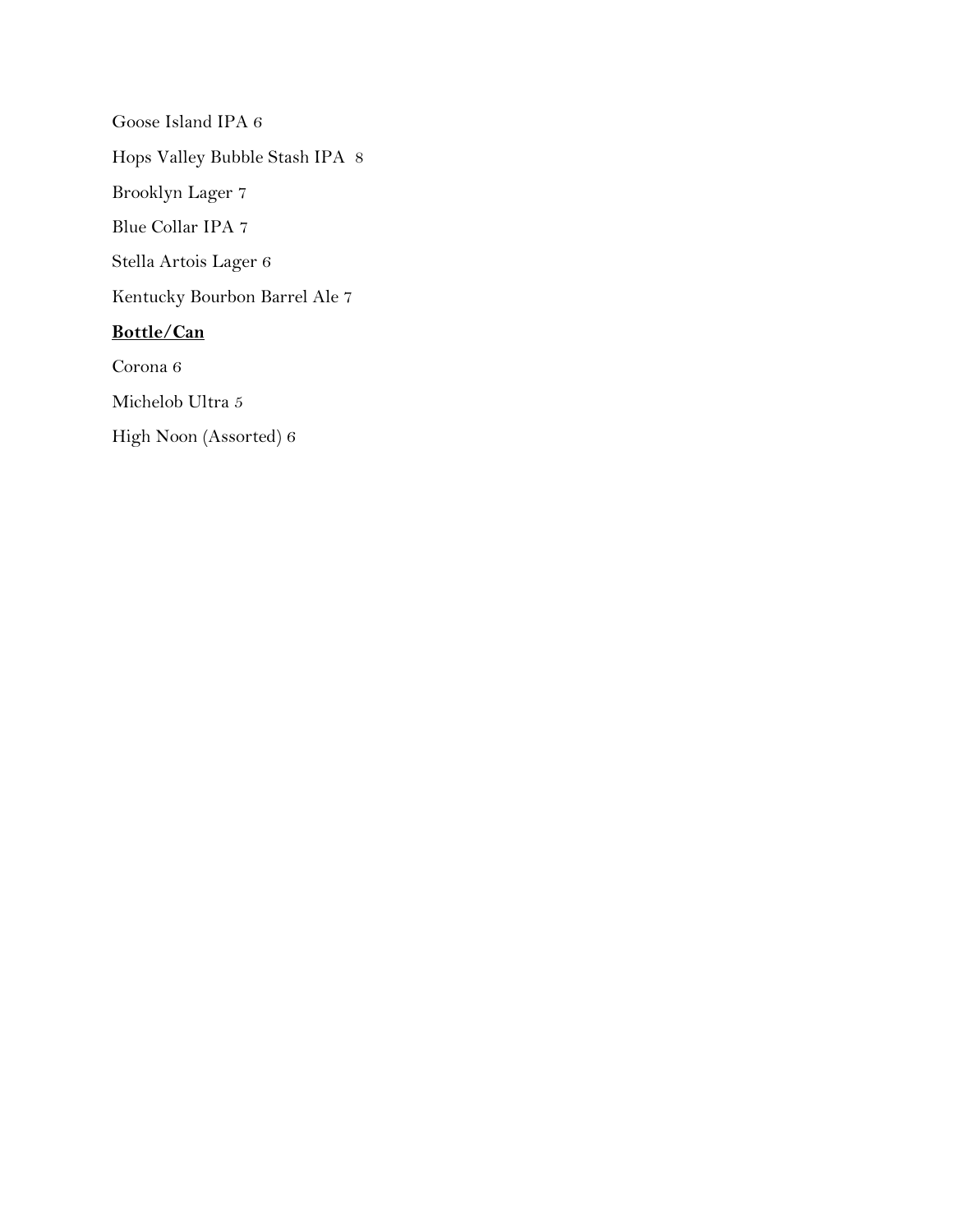Goose Island IPA 6

Hops Valley Bubble Stash IPA 8

Brooklyn Lager 7

Blue Collar IPA 7

Stella Artois Lager 6

Kentucky Bourbon Barrel Ale 7

**Bottle/Can**

Corona 6

Michelob Ultra 5

High Noon (Assorted) 6